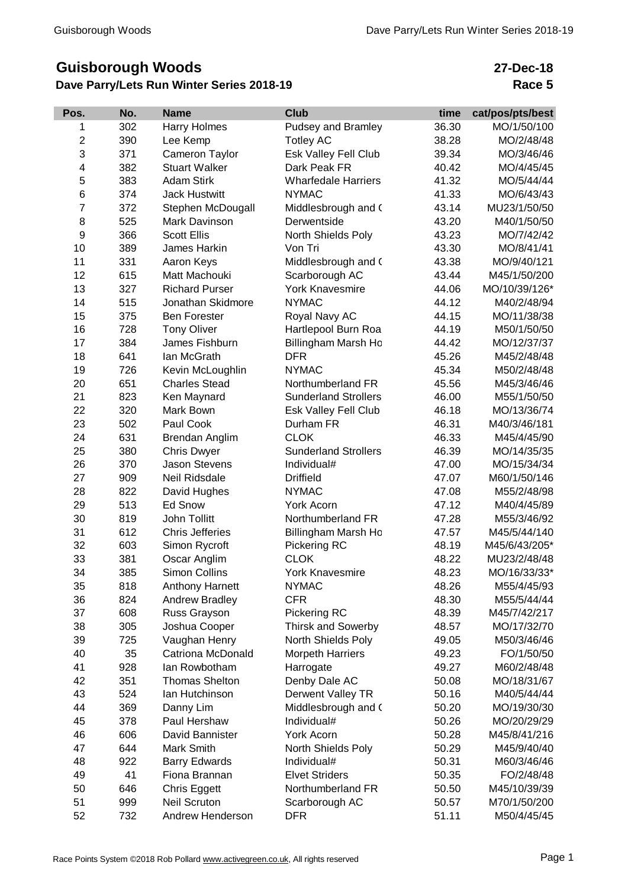# Guisborough Woods

**27-Dec-18**

## Dave Parry/Lets Run Winter Series 2018-19

**Race 5**

| Pos. | No. | Name | Club | time | cat/pos/pts/best |
|---|---|---|---|---|---|
| 1 | 302 | Harry Holmes | Pudsey and Bramley | 36.30 | MO/1/50/100 |
| 2 | 390 | Lee Kemp | Totley AC | 38.28 | MO/2/48/48 |
| 3 | 371 | Cameron Taylor | Esk Valley Fell Club | 39.34 | MO/3/46/46 |
| 4 | 382 | Stuart Walker | Dark Peak FR | 40.42 | MO/4/45/45 |
| 5 | 383 | Adam Stirk | Wharfedale Harriers | 41.32 | MO/5/44/44 |
| 6 | 374 | Jack Hustwitt | NYMAC | 41.33 | MO/6/43/43 |
| 7 | 372 | Stephen McDougall | Middlesbrough and ( | 43.14 | MU23/1/50/50 |
| 8 | 525 | Mark Davinson | Derwentside | 43.20 | M40/1/50/50 |
| 9 | 366 | Scott Ellis | North Shields Poly | 43.23 | MO/7/42/42 |
| 10 | 389 | James Harkin | Von Tri | 43.30 | MO/8/41/41 |
| 11 | 331 | Aaron Keys | Middlesbrough and ( | 43.38 | MO/9/40/121 |
| 12 | 615 | Matt Machouki | Scarborough AC | 43.44 | M45/1/50/200 |
| 13 | 327 | Richard Purser | York Knavesmire | 44.06 | MO/10/39/126* |
| 14 | 515 | Jonathan Skidmore | NYMAC | 44.12 | M40/2/48/94 |
| 15 | 375 | Ben Forester | Royal Navy AC | 44.15 | MO/11/38/38 |
| 16 | 728 | Tony Oliver | Hartlepool Burn Roa | 44.19 | M50/1/50/50 |
| 17 | 384 | James Fishburn | Billingham Marsh Ho | 44.42 | MO/12/37/37 |
| 18 | 641 | Ian McGrath | DFR | 45.26 | M45/2/48/48 |
| 19 | 726 | Kevin McLoughlin | NYMAC | 45.34 | M50/2/48/48 |
| 20 | 651 | Charles Stead | Northumberland FR | 45.56 | M45/3/46/46 |
| 21 | 823 | Ken Maynard | Sunderland Strollers | 46.00 | M55/1/50/50 |
| 22 | 320 | Mark Bown | Esk Valley Fell Club | 46.18 | MO/13/36/74 |
| 23 | 502 | Paul Cook | Durham FR | 46.31 | M40/3/46/181 |
| 24 | 631 | Brendan Anglim | CLOK | 46.33 | M45/4/45/90 |
| 25 | 380 | Chris Dwyer | Sunderland Strollers | 46.39 | MO/14/35/35 |
| 26 | 370 | Jason Stevens | Individual# | 47.00 | MO/15/34/34 |
| 27 | 909 | Neil Ridsdale | Driffield | 47.07 | M60/1/50/146 |
| 28 | 822 | David Hughes | NYMAC | 47.08 | M55/2/48/98 |
| 29 | 513 | Ed Snow | York Acorn | 47.12 | M40/4/45/89 |
| 30 | 819 | John Tollitt | Northumberland FR | 47.28 | M55/3/46/92 |
| 31 | 612 | Chris Jefferies | Billingham Marsh Ho | 47.57 | M45/5/44/140 |
| 32 | 603 | Simon Rycroft | Pickering RC | 48.19 | M45/6/43/205* |
| 33 | 381 | Oscar Anglim | CLOK | 48.22 | MU23/2/48/48 |
| 34 | 385 | Simon Collins | York Knavesmire | 48.23 | MO/16/33/33* |
| 35 | 818 | Anthony Harnett | NYMAC | 48.26 | M55/4/45/93 |
| 36 | 824 | Andrew Bradley | CFR | 48.30 | M55/5/44/44 |
| 37 | 608 | Russ Grayson | Pickering RC | 48.39 | M45/7/42/217 |
| 38 | 305 | Joshua Cooper | Thirsk and Sowerby | 48.57 | MO/17/32/70 |
| 39 | 725 | Vaughan Henry | North Shields Poly | 49.05 | M50/3/46/46 |
| 40 | 35 | Catriona McDonald | Morpeth Harriers | 49.23 | FO/1/50/50 |
| 41 | 928 | Ian Rowbotham | Harrogate | 49.27 | M60/2/48/48 |
| 42 | 351 | Thomas Shelton | Denby Dale AC | 50.08 | MO/18/31/67 |
| 43 | 524 | Ian Hutchinson | Derwent Valley TR | 50.16 | M40/5/44/44 |
| 44 | 369 | Danny Lim | Middlesbrough and ( | 50.20 | MO/19/30/30 |
| 45 | 378 | Paul Hershaw | Individual# | 50.26 | MO/20/29/29 |
| 46 | 606 | David Bannister | York Acorn | 50.28 | M45/8/41/216 |
| 47 | 644 | Mark Smith | North Shields Poly | 50.29 | M45/9/40/40 |
| 48 | 922 | Barry Edwards | Individual# | 50.31 | M60/3/46/46 |
| 49 | 41 | Fiona Brannan | Elvet Striders | 50.35 | FO/2/48/48 |
| 50 | 646 | Chris Eggett | Northumberland FR | 50.50 | M45/10/39/39 |
| 51 | 999 | Neil Scruton | Scarborough AC | 50.57 | M70/1/50/200 |
| 52 | 732 | Andrew Henderson | DFR | 51.11 | M50/4/45/45 |

Race Points System ©2018 Rob Pollard www.activegreen.co.uk, All rights reserved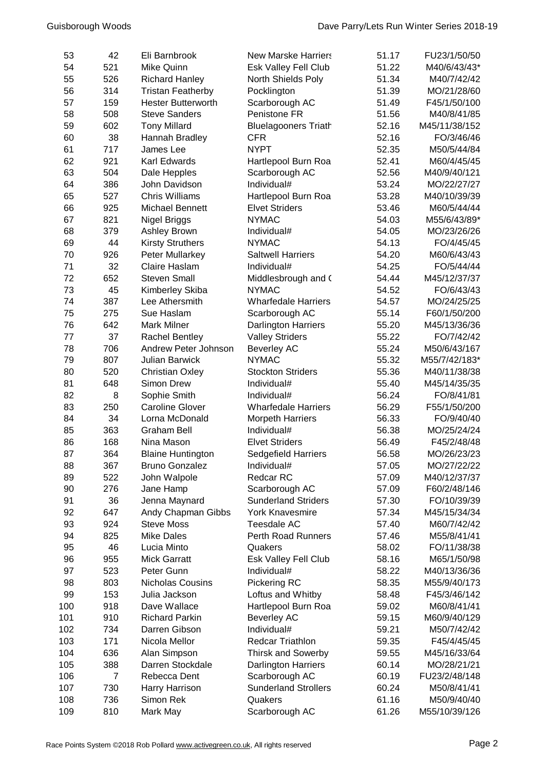| 53 | 42 | Eli Barnbrook | New Marske Harriers | 51.17 | FU23/1/50/50 |
|---|---|---|---|---|---|
| 54 | 521 | Mike Quinn | Esk Valley Fell Club | 51.22 | M40/6/43/43* |
| 55 | 526 | Richard Hanley | North Shields Poly | 51.34 | M40/7/42/42 |
| 56 | 314 | Tristan Featherby | Pocklington | 51.39 | MO/21/28/60 |
| 57 | 159 | Hester Butterworth | Scarborough AC | 51.49 | F45/1/50/100 |
| 58 | 508 | Steve Sanders | Penistone FR | 51.56 | M40/8/41/85 |
| 59 | 602 | Tony Millard | Bluelagooners Triath | 52.16 | M45/11/38/152 |
| 60 | 38 | Hannah Bradley | CFR | 52.16 | FO/3/46/46 |
| 61 | 717 | James Lee | NYPT | 52.35 | M50/5/44/84 |
| 62 | 921 | Karl Edwards | Hartlepool Burn Roa | 52.41 | M60/4/45/45 |
| 63 | 504 | Dale Hepples | Scarborough AC | 52.56 | M40/9/40/121 |
| 64 | 386 | John Davidson | Individual# | 53.24 | MO/22/27/27 |
| 65 | 527 | Chris Williams | Hartlepool Burn Roa | 53.28 | M40/10/39/39 |
| 66 | 925 | Michael Bennett | Elvet Striders | 53.46 | M60/5/44/44 |
| 67 | 821 | Nigel Briggs | NYMAC | 54.03 | M55/6/43/89* |
| 68 | 379 | Ashley Brown | Individual# | 54.05 | MO/23/26/26 |
| 69 | 44 | Kirsty Struthers | NYMAC | 54.13 | FO/4/45/45 |
| 70 | 926 | Peter Mullarkey | Saltwell Harriers | 54.20 | M60/6/43/43 |
| 71 | 32 | Claire Haslam | Individual# | 54.25 | FO/5/44/44 |
| 72 | 652 | Steven Small | Middlesbrough and ( | 54.44 | M45/12/37/37 |
| 73 | 45 | Kimberley Skiba | NYMAC | 54.52 | FO/6/43/43 |
| 74 | 387 | Lee Athersmith | Wharfedale Harriers | 54.57 | MO/24/25/25 |
| 75 | 275 | Sue Haslam | Scarborough AC | 55.14 | F60/1/50/200 |
| 76 | 642 | Mark Milner | Darlington Harriers | 55.20 | M45/13/36/36 |
| 77 | 37 | Rachel Bentley | Valley Striders | 55.22 | FO/7/42/42 |
| 78 | 706 | Andrew Peter Johnson | Beverley AC | 55.24 | M50/6/43/167 |
| 79 | 807 | Julian Barwick | NYMAC | 55.32 | M55/7/42/183* |
| 80 | 520 | Christian Oxley | Stockton Striders | 55.36 | M40/11/38/38 |
| 81 | 648 | Simon Drew | Individual# | 55.40 | M45/14/35/35 |
| 82 | 8 | Sophie Smith | Individual# | 56.24 | FO/8/41/81 |
| 83 | 250 | Caroline Glover | Wharfedale Harriers | 56.29 | F55/1/50/200 |
| 84 | 34 | Lorna McDonald | Morpeth Harriers | 56.33 | FO/9/40/40 |
| 85 | 363 | Graham Bell | Individual# | 56.38 | MO/25/24/24 |
| 86 | 168 | Nina Mason | Elvet Striders | 56.49 | F45/2/48/48 |
| 87 | 364 | Blaine Huntington | Sedgefield Harriers | 56.58 | MO/26/23/23 |
| 88 | 367 | Bruno Gonzalez | Individual# | 57.05 | MO/27/22/22 |
| 89 | 522 | John Walpole | Redcar RC | 57.09 | M40/12/37/37 |
| 90 | 276 | Jane Hamp | Scarborough AC | 57.09 | F60/2/48/146 |
| 91 | 36 | Jenna Maynard | Sunderland Striders | 57.30 | FO/10/39/39 |
| 92 | 647 | Andy Chapman Gibbs | York Knavesmire | 57.34 | M45/15/34/34 |
| 93 | 924 | Steve Moss | Teesdale AC | 57.40 | M60/7/42/42 |
| 94 | 825 | Mike Dales | Perth Road Runners | 57.46 | M55/8/41/41 |
| 95 | 46 | Lucia Minto | Quakers | 58.02 | FO/11/38/38 |
| 96 | 955 | Mick Garratt | Esk Valley Fell Club | 58.16 | M65/1/50/98 |
| 97 | 523 | Peter Gunn | Individual# | 58.22 | M40/13/36/36 |
| 98 | 803 | Nicholas Cousins | Pickering RC | 58.35 | M55/9/40/173 |
| 99 | 153 | Julia Jackson | Loftus and Whitby | 58.48 | F45/3/46/142 |
| 100 | 918 | Dave Wallace | Hartlepool Burn Roa | 59.02 | M60/8/41/41 |
| 101 | 910 | Richard Parkin | Beverley AC | 59.15 | M60/9/40/129 |
| 102 | 734 | Darren Gibson | Individual# | 59.21 | M50/7/42/42 |
| 103 | 171 | Nicola Mellor | Redcar Triathlon | 59.35 | F45/4/45/45 |
| 104 | 636 | Alan Simpson | Thirsk and Sowerby | 59.55 | M45/16/33/64 |
| 105 | 388 | Darren Stockdale | Darlington Harriers | 60.14 | MO/28/21/21 |
| 106 | 7 | Rebecca Dent | Scarborough AC | 60.19 | FU23/2/48/148 |
| 107 | 730 | Harry Harrison | Sunderland Strollers | 60.24 | M50/8/41/41 |
| 108 | 736 | Simon Rek | Quakers | 61.16 | M50/9/40/40 |
| 109 | 810 | Mark May | Scarborough AC | 61.26 | M55/10/39/126 |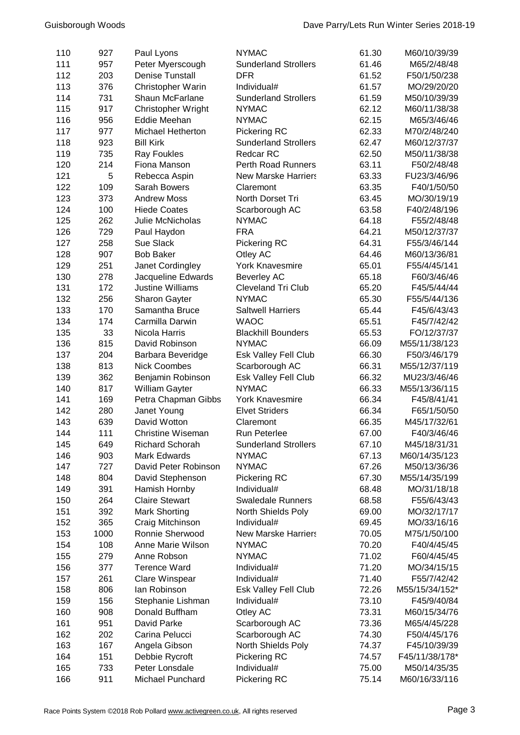| | | | | | |
|---|---|---|---|---|---|
| 110 | 927 | Paul Lyons | NYMAC | 61.30 | M60/10/39/39 |
| 111 | 957 | Peter Myerscough | Sunderland Strollers | 61.46 | M65/2/48/48 |
| 112 | 203 | Denise Tunstall | DFR | 61.52 | F50/1/50/238 |
| 113 | 376 | Christopher Warin | Individual# | 61.57 | MO/29/20/20 |
| 114 | 731 | Shaun McFarlane | Sunderland Strollers | 61.59 | M50/10/39/39 |
| 115 | 917 | Christopher Wright | NYMAC | 62.12 | M60/11/38/38 |
| 116 | 956 | Eddie Meehan | NYMAC | 62.15 | M65/3/46/46 |
| 117 | 977 | Michael Hetherton | Pickering RC | 62.33 | M70/2/48/240 |
| 118 | 923 | Bill Kirk | Sunderland Strollers | 62.47 | M60/12/37/37 |
| 119 | 735 | Ray Foukles | Redcar RC | 62.50 | M50/11/38/38 |
| 120 | 214 | Fiona Manson | Perth Road Runners | 63.11 | F50/2/48/48 |
| 121 | 5 | Rebecca Aspin | New Marske Harriers | 63.33 | FU23/3/46/96 |
| 122 | 109 | Sarah Bowers | Claremont | 63.35 | F40/1/50/50 |
| 123 | 373 | Andrew Moss | North Dorset Tri | 63.45 | MO/30/19/19 |
| 124 | 100 | Hiede Coates | Scarborough AC | 63.58 | F40/2/48/196 |
| 125 | 262 | Julie McNicholas | NYMAC | 64.18 | F55/2/48/48 |
| 126 | 729 | Paul Haydon | FRA | 64.21 | M50/12/37/37 |
| 127 | 258 | Sue Slack | Pickering RC | 64.31 | F55/3/46/144 |
| 128 | 907 | Bob Baker | Otley AC | 64.46 | M60/13/36/81 |
| 129 | 251 | Janet Cordingley | York Knavesmire | 65.01 | F55/4/45/141 |
| 130 | 278 | Jacqueline Edwards | Beverley AC | 65.18 | F60/3/46/46 |
| 131 | 172 | Justine Williams | Cleveland Tri Club | 65.20 | F45/5/44/44 |
| 132 | 256 | Sharon Gayter | NYMAC | 65.30 | F55/5/44/136 |
| 133 | 170 | Samantha Bruce | Saltwell Harriers | 65.44 | F45/6/43/43 |
| 134 | 174 | Carmilla Darwin | WAOC | 65.51 | F45/7/42/42 |
| 135 | 33 | Nicola Harris | Blackhill Bounders | 65.53 | FO/12/37/37 |
| 136 | 815 | David Robinson | NYMAC | 66.09 | M55/11/38/123 |
| 137 | 204 | Barbara Beveridge | Esk Valley Fell Club | 66.30 | F50/3/46/179 |
| 138 | 813 | Nick Coombes | Scarborough AC | 66.31 | M55/12/37/119 |
| 139 | 362 | Benjamin Robinson | Esk Valley Fell Club | 66.32 | MU23/3/46/46 |
| 140 | 817 | William Gayter | NYMAC | 66.33 | M55/13/36/115 |
| 141 | 169 | Petra Chapman Gibbs | York Knavesmire | 66.34 | F45/8/41/41 |
| 142 | 280 | Janet Young | Elvet Striders | 66.34 | F65/1/50/50 |
| 143 | 639 | David Wotton | Claremont | 66.35 | M45/17/32/61 |
| 144 | 111 | Christine Wiseman | Run Peterlee | 67.00 | F40/3/46/46 |
| 145 | 649 | Richard Schorah | Sunderland Strollers | 67.10 | M45/18/31/31 |
| 146 | 903 | Mark Edwards | NYMAC | 67.13 | M60/14/35/123 |
| 147 | 727 | David Peter Robinson | NYMAC | 67.26 | M50/13/36/36 |
| 148 | 804 | David Stephenson | Pickering RC | 67.30 | M55/14/35/199 |
| 149 | 391 | Hamish Hornby | Individual# | 68.48 | MO/31/18/18 |
| 150 | 264 | Claire Stewart | Swaledale Runners | 68.58 | F55/6/43/43 |
| 151 | 392 | Mark Shorting | North Shields Poly | 69.00 | MO/32/17/17 |
| 152 | 365 | Craig Mitchinson | Individual# | 69.45 | MO/33/16/16 |
| 153 | 1000 | Ronnie Sherwood | New Marske Harriers | 70.05 | M75/1/50/100 |
| 154 | 108 | Anne Marie Wilson | NYMAC | 70.20 | F40/4/45/45 |
| 155 | 279 | Anne Robson | NYMAC | 71.02 | F60/4/45/45 |
| 156 | 377 | Terence Ward | Individual# | 71.20 | MO/34/15/15 |
| 157 | 261 | Clare Winspear | Individual# | 71.40 | F55/7/42/42 |
| 158 | 806 | Ian Robinson | Esk Valley Fell Club | 72.26 | M55/15/34/152* |
| 159 | 156 | Stephanie Lishman | Individual# | 73.10 | F45/9/40/84 |
| 160 | 908 | Donald Buffham | Otley AC | 73.31 | M60/15/34/76 |
| 161 | 951 | David Parke | Scarborough AC | 73.36 | M65/4/45/228 |
| 162 | 202 | Carina Pelucci | Scarborough AC | 74.30 | F50/4/45/176 |
| 163 | 167 | Angela Gibson | North Shields Poly | 74.37 | F45/10/39/39 |
| 164 | 151 | Debbie Rycroft | Pickering RC | 74.57 | F45/11/38/178* |
| 165 | 733 | Peter Lonsdale | Individual# | 75.00 | M50/14/35/35 |
| 166 | 911 | Michael Punchard | Pickering RC | 75.14 | M60/16/33/116 |

Race Points System ©2018 Rob Pollard www.activegreen.co.uk, All rights reserved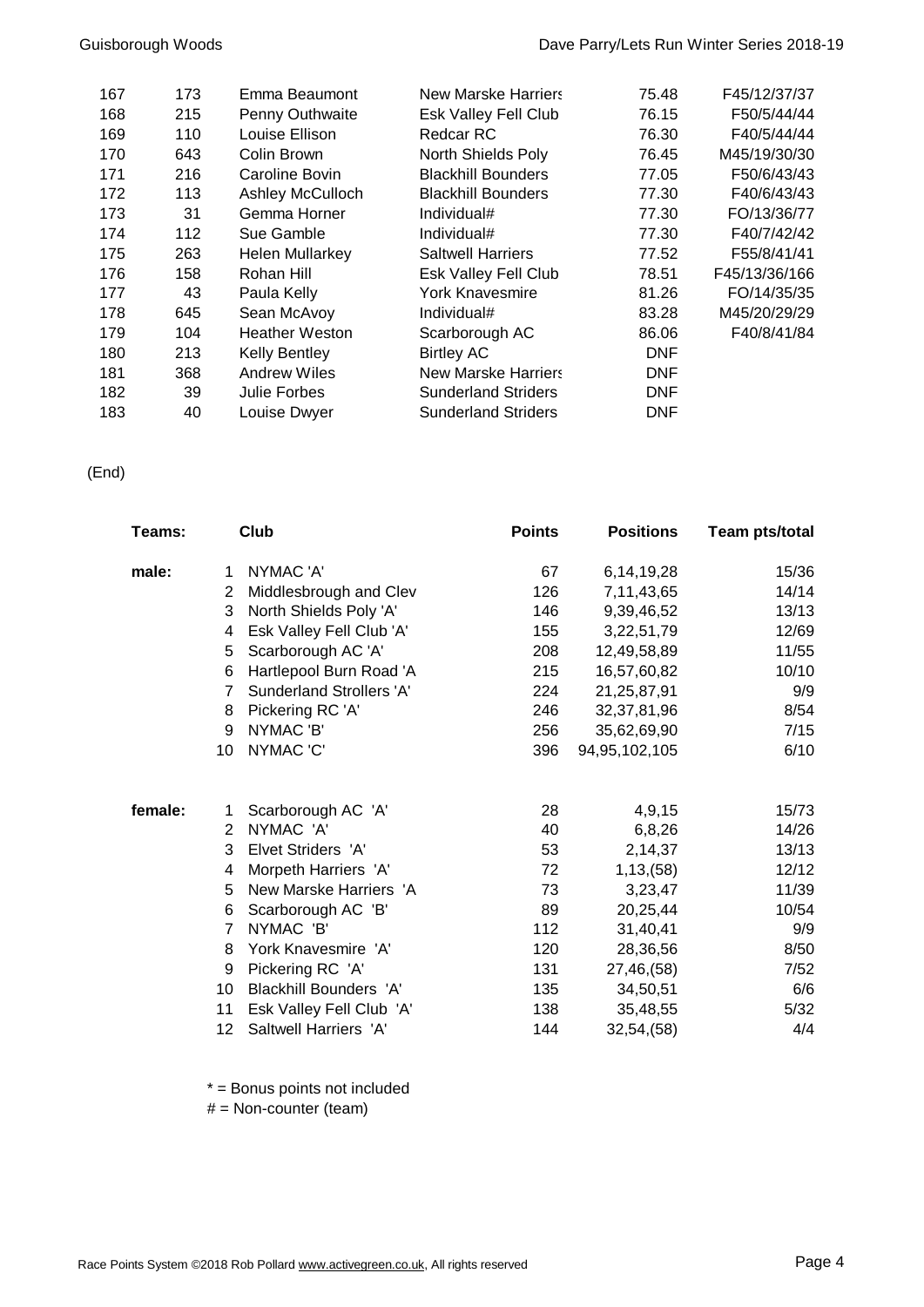| | | | | | |
|---|---|---|---|---|---|
| 167 | 173 | Emma Beaumont | New Marske Harriers | 75.48 | F45/12/37/37 |
| 168 | 215 | Penny Outhwaite | Esk Valley Fell Club | 76.15 | F50/5/44/44 |
| 169 | 110 | Louise Ellison | Redcar RC | 76.30 | F40/5/44/44 |
| 170 | 643 | Colin Brown | North Shields Poly | 76.45 | M45/19/30/30 |
| 171 | 216 | Caroline Bovin | Blackhill Bounders | 77.05 | F50/6/43/43 |
| 172 | 113 | Ashley McCulloch | Blackhill Bounders | 77.30 | F40/6/43/43 |
| 173 | 31 | Gemma Horner | Individual# | 77.30 | FO/13/36/77 |
| 174 | 112 | Sue Gamble | Individual# | 77.30 | F40/7/42/42 |
| 175 | 263 | Helen Mullarkey | Saltwell Harriers | 77.52 | F55/8/41/41 |
| 176 | 158 | Rohan Hill | Esk Valley Fell Club | 78.51 | F45/13/36/166 |
| 177 | 43 | Paula Kelly | York Knavesmire | 81.26 | FO/14/35/35 |
| 178 | 645 | Sean McAvoy | Individual# | 83.28 | M45/20/29/29 |
| 179 | 104 | Heather Weston | Scarborough AC | 86.06 | F40/8/41/84 |
| 180 | 213 | Kelly Bentley | Birtley AC | DNF | |
| 181 | 368 | Andrew Wiles | New Marske Harriers | DNF | |
| 182 | 39 | Julie Forbes | Sunderland Striders | DNF | |
| 183 | 40 | Louise Dwyer | Sunderland Striders | DNF | |

(End)

| Teams: | | Club | Points | Positions | Team pts/total |
|---|---|---|---|---|---|
| male: | 1 | NYMAC 'A' | 67 | 6,14,19,28 | 15/36 |
| | 2 | Middlesbrough and Clev | 126 | 7,11,43,65 | 14/14 |
| | 3 | North Shields Poly 'A' | 146 | 9,39,46,52 | 13/13 |
| | 4 | Esk Valley Fell Club 'A' | 155 | 3,22,51,79 | 12/69 |
| | 5 | Scarborough AC 'A' | 208 | 12,49,58,89 | 11/55 |
| | 6 | Hartlepool Burn Road 'A | 215 | 16,57,60,82 | 10/10 |
| | 7 | Sunderland Strollers 'A' | 224 | 21,25,87,91 | 9/9 |
| | 8 | Pickering RC 'A' | 246 | 32,37,81,96 | 8/54 |
| | 9 | NYMAC 'B' | 256 | 35,62,69,90 | 7/15 |
| | 10 | NYMAC 'C' | 396 | 94,95,102,105 | 6/10 |
| female: | 1 | Scarborough AC 'A' | 28 | 4,9,15 | 15/73 |
| | 2 | NYMAC 'A' | 40 | 6,8,26 | 14/26 |
| | 3 | Elvet Striders 'A' | 53 | 2,14,37 | 13/13 |
| | 4 | Morpeth Harriers 'A' | 72 | 1,13,(58) | 12/12 |
| | 5 | New Marske Harriers 'A | 73 | 3,23,47 | 11/39 |
| | 6 | Scarborough AC 'B' | 89 | 20,25,44 | 10/54 |
| | 7 | NYMAC 'B' | 112 | 31,40,41 | 9/9 |
| | 8 | York Knavesmire 'A' | 120 | 28,36,56 | 8/50 |
| | 9 | Pickering RC 'A' | 131 | 27,46,(58) | 7/52 |
| | 10 | Blackhill Bounders 'A' | 135 | 34,50,51 | 6/6 |
| | 11 | Esk Valley Fell Club 'A' | 138 | 35,48,55 | 5/32 |
| | 12 | Saltwell Harriers 'A' | 144 | 32,54,(58) | 4/4 |

* = Bonus points not included
# = Non-counter (team)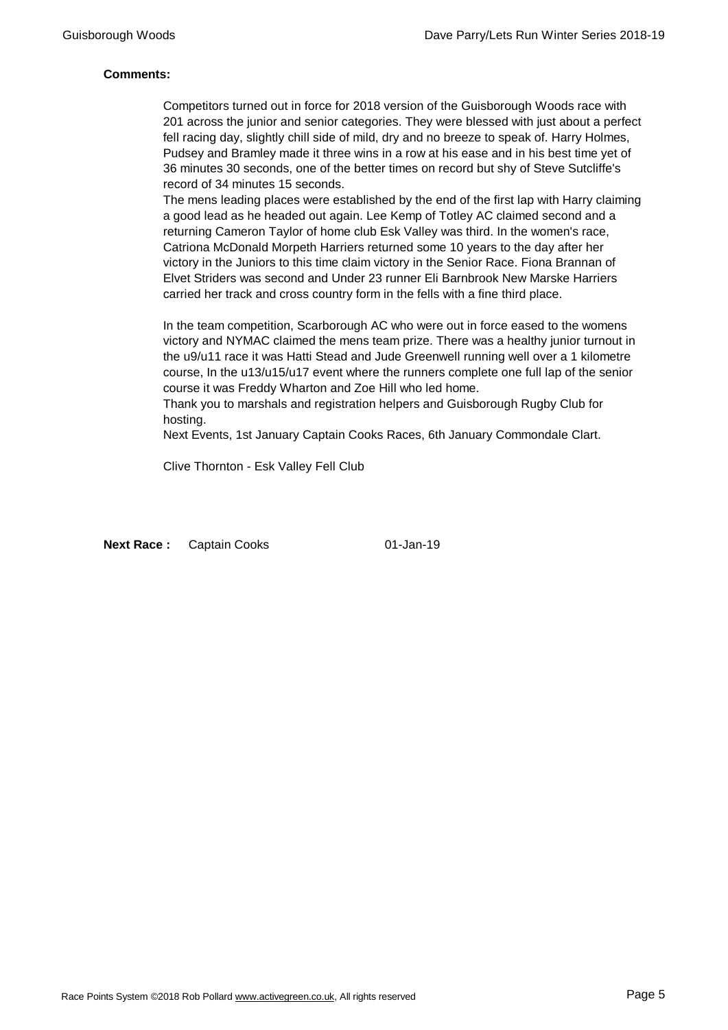**Comments:**

Competitors turned out in force for 2018 version of the Guisborough Woods race with 201 across the junior and senior categories. They were blessed with just about a perfect fell racing day, slightly chill side of mild, dry and no breeze to speak of. Harry Holmes, Pudsey and Bramley made it three wins in a row at his ease and in his best time yet of 36 minutes 30 seconds, one of the better times on record but shy of Steve Sutcliffe's record of 34 minutes 15 seconds.
The mens leading places were established by the end of the first lap with Harry claiming a good lead as he headed out again. Lee Kemp of Totley AC claimed second and a returning Cameron Taylor of home club Esk Valley was third. In the women's race, Catriona McDonald Morpeth Harriers returned some 10 years to the day after her victory in the Juniors to this time claim victory in the Senior Race. Fiona Brannan of Elvet Striders was second and Under 23 runner Eli Barnbrook New Marske Harriers carried her track and cross country form in the fells with a fine third place.

In the team competition, Scarborough AC who were out in force eased to the womens victory and NYMAC claimed the mens team prize. There was a healthy junior turnout in the u9/u11 race it was Hatti Stead and Jude Greenwell running well over a 1 kilometre course, In the u13/u15/u17 event where the runners complete one full lap of the senior course it was Freddy Wharton and Zoe Hill who led home.
Thank you to marshals and registration helpers and Guisborough Rugby Club for hosting.
Next Events, 1st January Captain Cooks Races, 6th January Commondale Clart.

Clive Thornton - Esk Valley Fell Club

**Next Race :** Captain Cooks 01-Jan-19